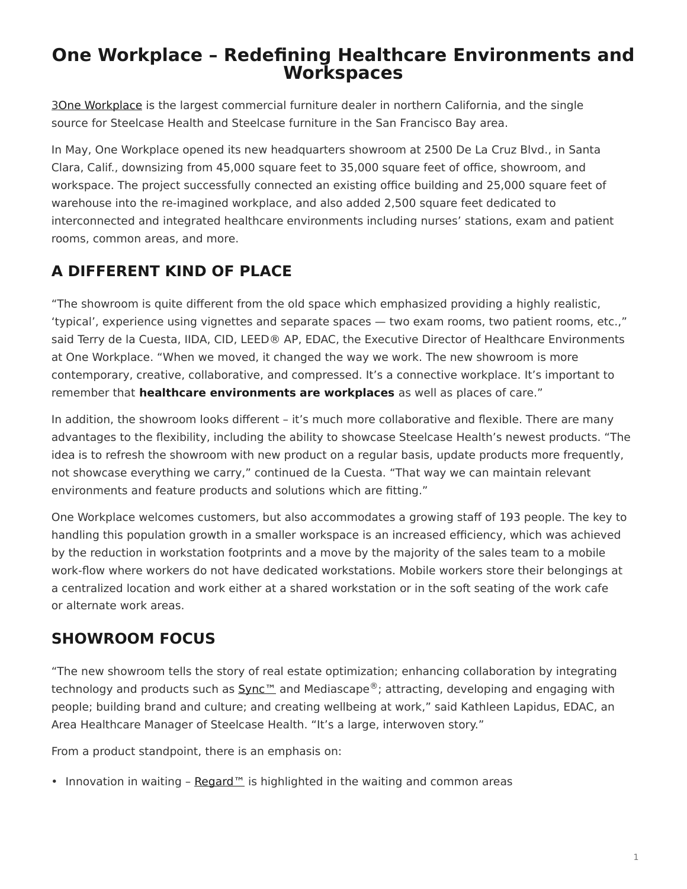# One Workplace – Redefining Healthcare Environments and Workspaces

3One Workplace is the largest commercial furniture dealer in northern California, and the single source for Steelcase Health and Steelcase furniture in the San Francisco Bay area.

In May, One Workplace opened its new headquarters showroom at 2500 De La Cruz Blvd., in Santa Clara, Calif., downsizing from 45,000 square feet to 35,000 square feet of office, showroom, and workspace. The project successfully connected an existing office building and 25,000 square feet of warehouse into the re-imagined workplace, and also added 2,500 square feet dedicated to interconnected and integrated healthcare environments including nurses' stations, exam and patient rooms, common areas, and more.

## A DIFFERENT KIND OF PLACE

"The showroom is quite different from the old space which emphasized providing a highly realistic, 'typical', experience using vignettes and separate spaces — two exam rooms, two patient rooms, etc.," said Terry de la Cuesta, IIDA, CID, LEED® AP, EDAC, the Executive Director of Healthcare Environments at One Workplace. "When we moved, it changed the way we work. The new showroom is more contemporary, creative, collaborative, and compressed. It's a connective workplace. It's important to remember that **healthcare environments are workplaces** as well as places of care."

In addition, the showroom looks different – it's much more collaborative and flexible. There are many advantages to the flexibility, including the ability to showcase Steelcase Health's newest products. "The idea is to refresh the showroom with new product on a regular basis, update products more frequently, not showcase everything we carry," continued de la Cuesta. "That way we can maintain relevant environments and feature products and solutions which are fitting."

One Workplace welcomes customers, but also accommodates a growing staff of 193 people. The key to handling this population growth in a smaller workspace is an increased efficiency, which was achieved by the reduction in workstation footprints and a move by the majority of the sales team to a mobile work-flow where workers do not have dedicated workstations. Mobile workers store their belongings at a centralized location and work either at a shared workstation or in the soft seating of the work cafe or alternate work areas.

## SHOWROOM FOCUS

"The new showroom tells the story of real estate optimization; enhancing collaboration by integrating technology and products such as Sync™ and Mediascape®; attracting, developing and engaging with people; building brand and culture; and creating wellbeing at work," said Kathleen Lapidus, EDAC, an Area Healthcare Manager of Steelcase Health. "It's a large, interwoven story."

From a product standpoint, there is an emphasis on:

- Innovation in waiting – Regard™ is highlighted in the waiting and common areas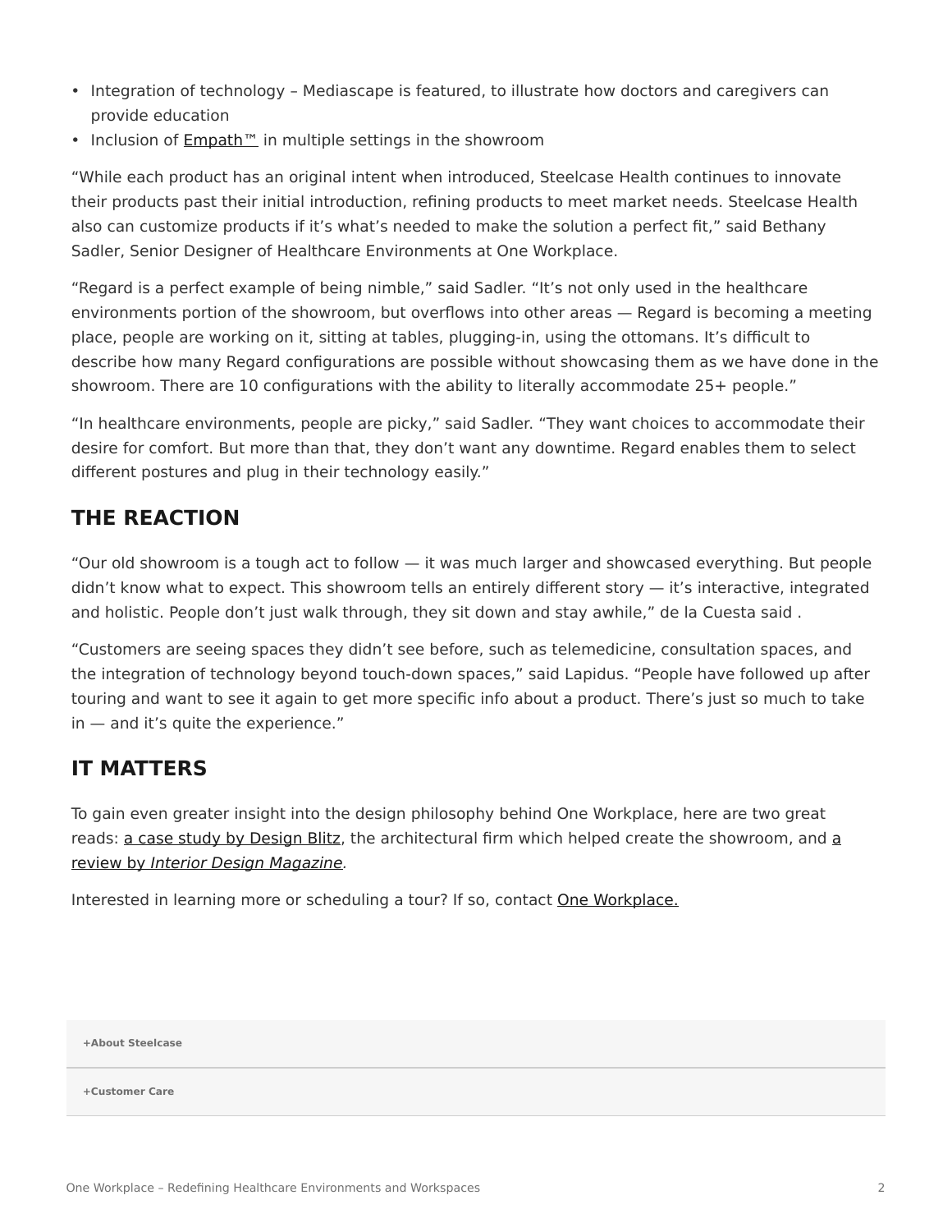- Integration of technology – Mediascape is featured, to illustrate how doctors and caregivers can provide education
- Inclusion of Empath™ in multiple settings in the showroom

“While each product has an original intent when introduced, Steelcase Health continues to innovate their products past their initial introduction, refining products to meet market needs. Steelcase Health also can customize products if it’s what’s needed to make the solution a perfect fit,” said Bethany Sadler, Senior Designer of Healthcare Environments at One Workplace.

“Regard is a perfect example of being nimble,” said Sadler. “It’s not only used in the healthcare environments portion of the showroom, but overflows into other areas — Regard is becoming a meeting place, people are working on it, sitting at tables, plugging-in, using the ottomans. It’s difficult to describe how many Regard configurations are possible without showcasing them as we have done in the showroom. There are 10 configurations with the ability to literally accommodate 25+ people.”

“In healthcare environments, people are picky,” said Sadler. “They want choices to accommodate their desire for comfort. But more than that, they don’t want any downtime. Regard enables them to select different postures and plug in their technology easily.”

## THE REACTION

“Our old showroom is a tough act to follow — it was much larger and showcased everything. But people didn’t know what to expect. This showroom tells an entirely different story — it’s interactive, integrated and holistic. People don’t just walk through, they sit down and stay awhile,” de la Cuesta said .

“Customers are seeing spaces they didn’t see before, such as telemedicine, consultation spaces, and the integration of technology beyond touch-down spaces,” said Lapidus. “People have followed up after touring and want to see it again to get more specific info about a product. There’s just so much to take in — and it’s quite the experience.”

## IT MATTERS

To gain even greater insight into the design philosophy behind One Workplace, here are two great reads: a case study by Design Blitz, the architectural firm which helped create the showroom, and a review by *Interior Design Magazine*.

Interested in learning more or scheduling a tour? If so, contact One Workplace.

**+About Steelcase**

**+Customer Care**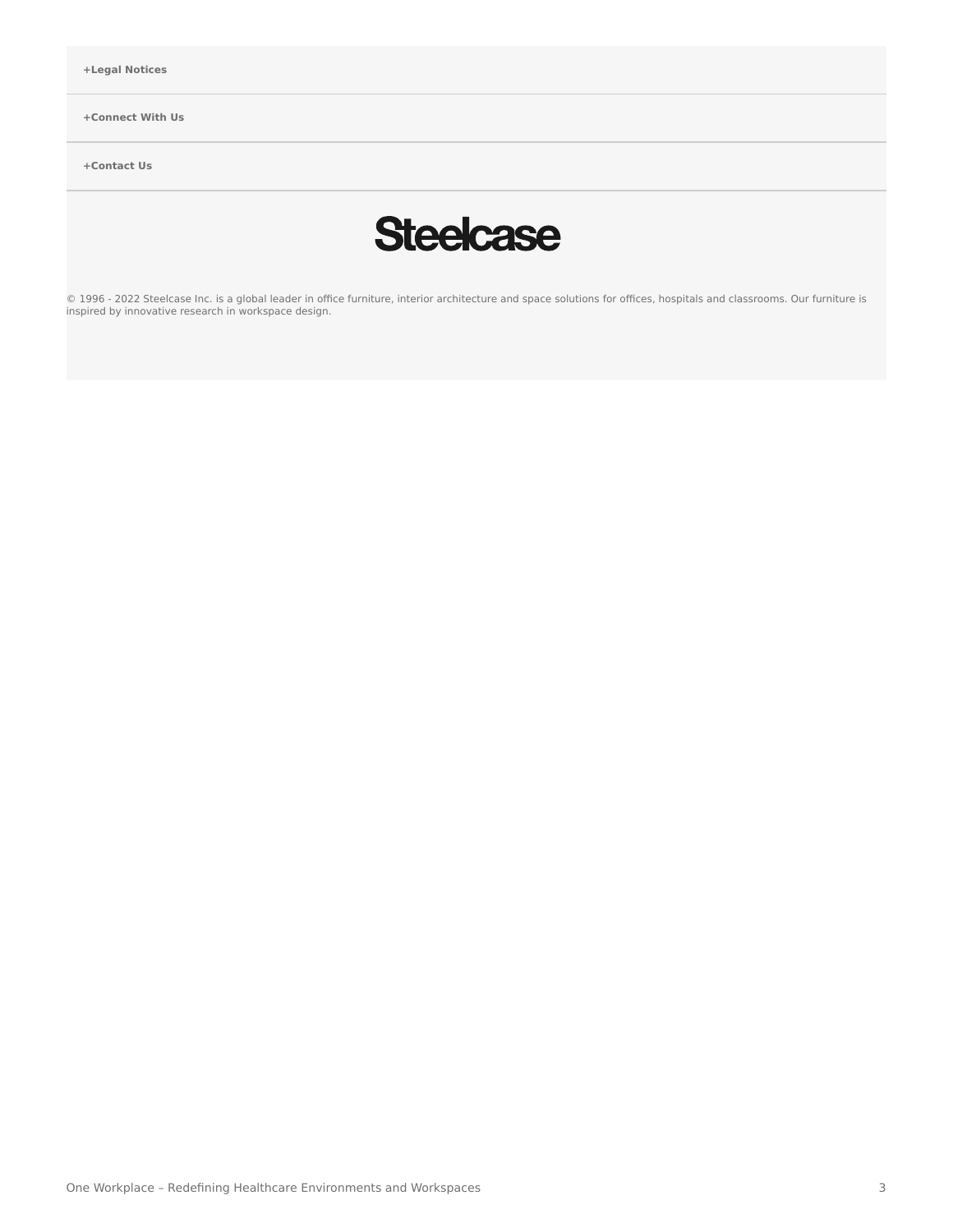**+Legal Notices**

**+Connect With Us**

**+Contact Us**

Steelcase

© 1996 - 2022 Steelcase Inc. is a global leader in office furniture, interior architecture and space solutions for offices, hospitals and classrooms. Our furniture is inspired by innovative research in workspace design.